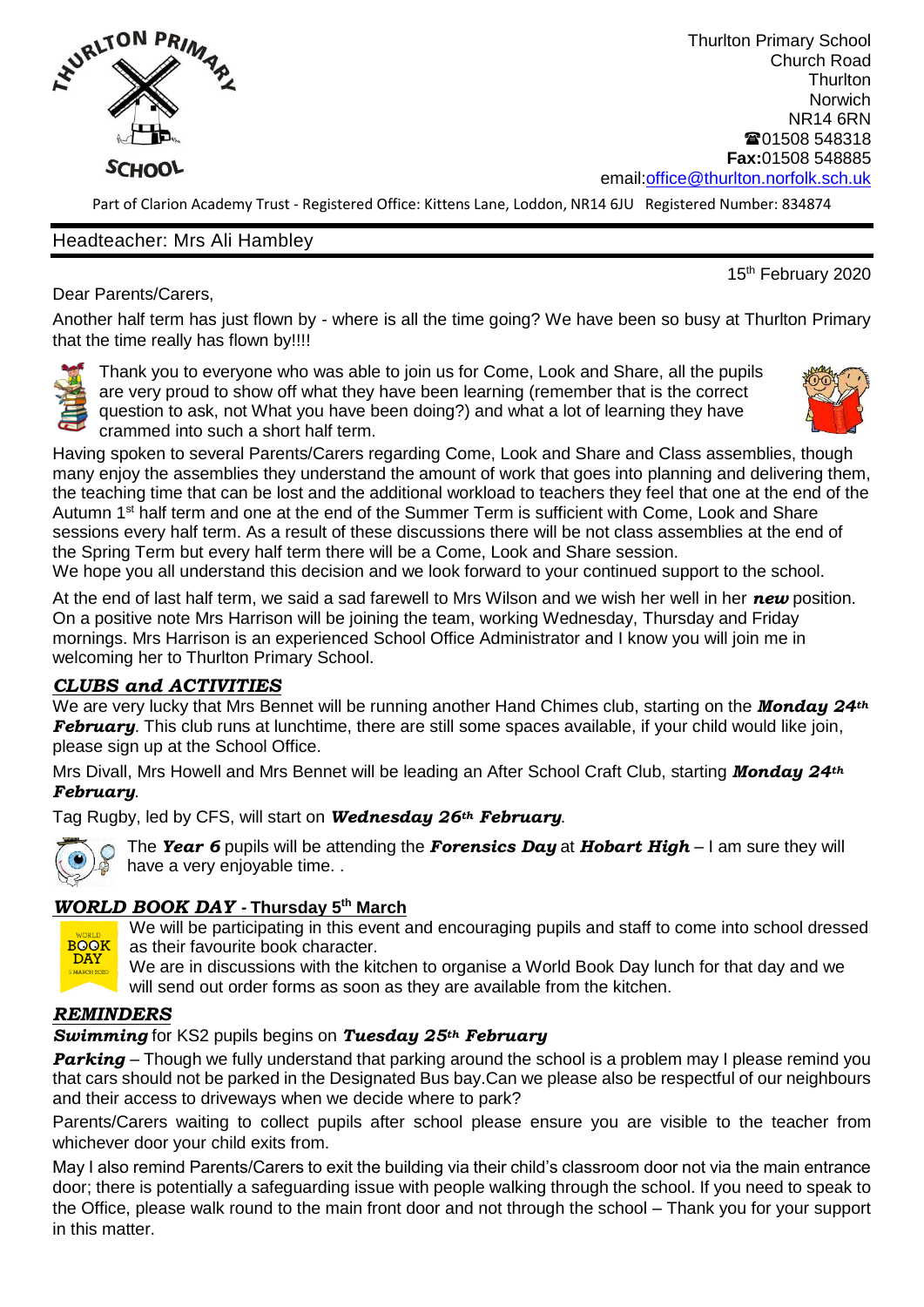THURLTON PRIMARY SCHOOL

Thurlton Primary School
Church Road
Thurlton
Norwich
NR14 6RN
☎01508 548318
**Fax:**01508 548885
email:office@thurlton.norfolk.sch.uk

Part of Clarion Academy Trust - Registered Office: Kittens Lane, Loddon, NR14 6JU Registered Number: 834874

Headteacher: Mrs Ali Hambley

15th February 2020

Dear Parents/Carers,

Another half term has just flown by - where is all the time going? We have been so busy at Thurlton Primary that the time really has flown by!!!!

Thank you to everyone who was able to join us for Come, Look and Share, all the pupils are very proud to show off what they have been learning (remember that is the correct question to ask, not What you have been doing?) and what a lot of learning they have crammed into such a short half term.

Having spoken to several Parents/Carers regarding Come, Look and Share and Class assemblies, though many enjoy the assemblies they understand the amount of work that goes into planning and delivering them, the teaching time that can be lost and the additional workload to teachers they feel that one at the end of the Autumn 1st half term and one at the end of the Summer Term is sufficient with Come, Look and Share sessions every half term. As a result of these discussions there will be not class assemblies at the end of the Spring Term but every half term there will be a Come, Look and Share session.

We hope you all understand this decision and we look forward to your continued support to the school.

At the end of last half term, we said a sad farewell to Mrs Wilson and we wish her well in her ***new*** position. On a positive note Mrs Harrison will be joining the team, working Wednesday, Thursday and Friday mornings. Mrs Harrison is an experienced School Office Administrator and I know you will join me in welcoming her to Thurlton Primary School.

## *CLUBS and ACTIVITIES*

We are very lucky that Mrs Bennet will be running another Hand Chimes club, starting on the ***Monday 24th February***. This club runs at lunchtime, there are still some spaces available, if your child would like join, please sign up at the School Office.

Mrs Divall, Mrs Howell and Mrs Bennet will be leading an After School Craft Club, starting ***Monday 24th February***.

Tag Rugby, led by CFS, will start on ***Wednesday 26th February***.

The ***Year 6*** pupils will be attending the ***Forensics Day*** at ***Hobart High*** – I am sure they will have a very enjoyable time. .

## *WORLD BOOK DAY* - Thursday 5th March

We will be participating in this event and encouraging pupils and staff to come into school dressed as their favourite book character.

We are in discussions with the kitchen to organise a World Book Day lunch for that day and we will send out order forms as soon as they are available from the kitchen.

## *REMINDERS*

***Swimming*** for KS2 pupils begins on ***Tuesday 25th February***

***Parking*** – Though we fully understand that parking around the school is a problem may I please remind you that cars should not be parked in the Designated Bus bay.Can we please also be respectful of our neighbours and their access to driveways when we decide where to park?

Parents/Carers waiting to collect pupils after school please ensure you are visible to the teacher from whichever door your child exits from.

May I also remind Parents/Carers to exit the building via their child's classroom door not via the main entrance door; there is potentially a safeguarding issue with people walking through the school. If you need to speak to the Office, please walk round to the main front door and not through the school – Thank you for your support in this matter.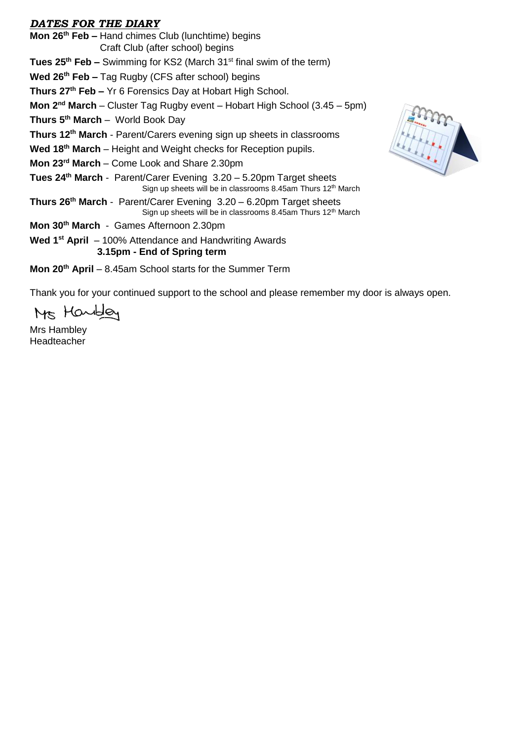***DATES FOR THE DIARY***

**Mon 26th Feb –** Hand chimes Club (lunchtime) begins
Craft Club (after school) begins

**Tues 25th Feb –** Swimming for KS2 (March 31st final swim of the term)

**Wed 26th Feb –** Tag Rugby (CFS after school) begins

**Thurs 27th Feb –** Yr 6 Forensics Day at Hobart High School.

**Mon 2nd March** – Cluster Tag Rugby event – Hobart High School (3.45 – 5pm)

**Thurs 5th March** – World Book Day

**Thurs 12th March** - Parent/Carers evening sign up sheets in classrooms

**Wed 18th March** – Height and Weight checks for Reception pupils.

**Mon 23rd March** – Come Look and Share 2.30pm

**Tues 24th March** - Parent/Carer Evening 3.20 – 5.20pm Target sheets
Sign up sheets will be in classrooms 8.45am Thurs 12th March

**Thurs 26th March** - Parent/Carer Evening 3.20 – 6.20pm Target sheets
Sign up sheets will be in classrooms 8.45am Thurs 12th March

**Mon 30th March** - Games Afternoon 2.30pm

**Wed 1st April** – 100% Attendance and Handwriting Awards
**3.15pm - End of Spring term**

**Mon 20th April** – 8.45am School starts for the Summer Term

Thank you for your continued support to the school and please remember my door is always open.

Mrs Hambley

Mrs Hambley
Headteacher